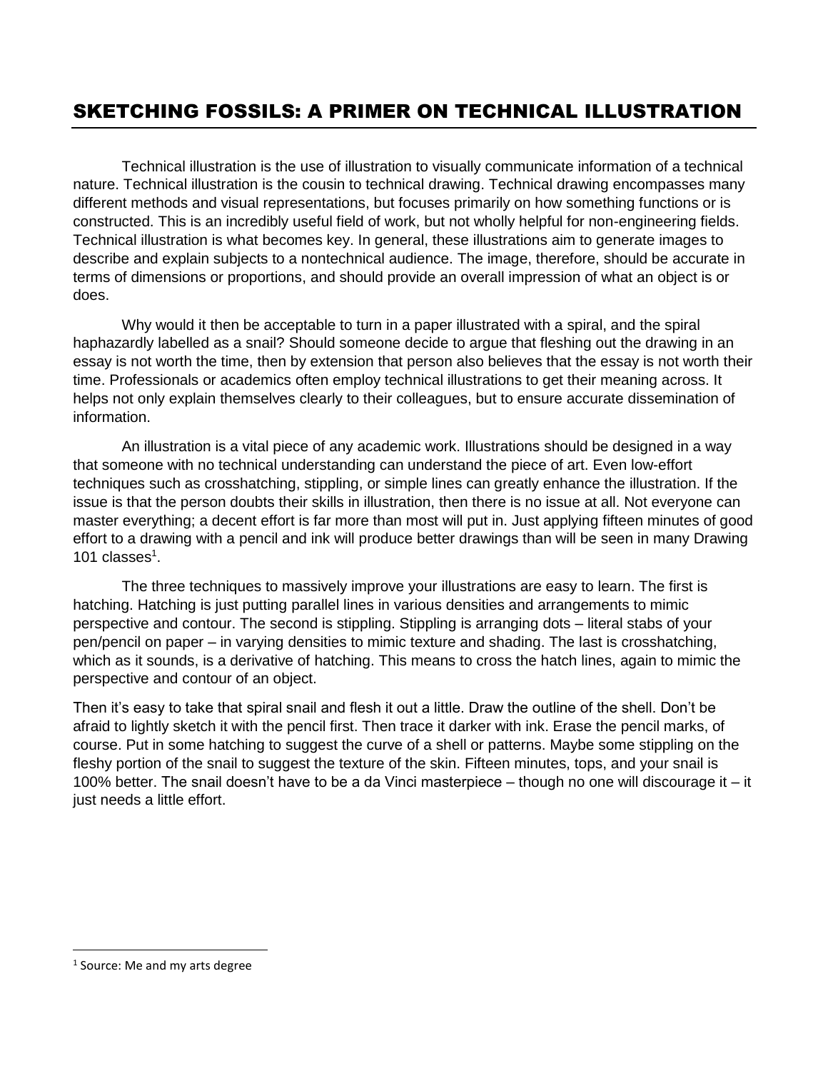# SKETCHING FOSSILS: A PRIMER ON TECHNICAL ILLUSTRATION

Technical illustration is the use of illustration to visually communicate information of a technical nature. Technical illustration is the cousin to technical drawing. Technical drawing encompasses many different methods and visual representations, but focuses primarily on how something functions or is constructed. This is an incredibly useful field of work, but not wholly helpful for non-engineering fields. Technical illustration is what becomes key. In general, these illustrations aim to generate images to describe and explain subjects to a nontechnical audience. The image, therefore, should be accurate in terms of dimensions or proportions, and should provide an overall impression of what an object is or does.

Why would it then be acceptable to turn in a paper illustrated with a spiral, and the spiral haphazardly labelled as a snail? Should someone decide to argue that fleshing out the drawing in an essay is not worth the time, then by extension that person also believes that the essay is not worth their time. Professionals or academics often employ technical illustrations to get their meaning across. It helps not only explain themselves clearly to their colleagues, but to ensure accurate dissemination of information.

An illustration is a vital piece of any academic work. Illustrations should be designed in a way that someone with no technical understanding can understand the piece of art. Even low-effort techniques such as crosshatching, stippling, or simple lines can greatly enhance the illustration. If the issue is that the person doubts their skills in illustration, then there is no issue at all. Not everyone can master everything; a decent effort is far more than most will put in. Just applying fifteen minutes of good effort to a drawing with a pencil and ink will produce better drawings than will be seen in many Drawing 101 classes[1].

The three techniques to massively improve your illustrations are easy to learn. The first is hatching. Hatching is just putting parallel lines in various densities and arrangements to mimic perspective and contour. The second is stippling. Stippling is arranging dots – literal stabs of your pen/pencil on paper – in varying densities to mimic texture and shading. The last is crosshatching, which as it sounds, is a derivative of hatching. This means to cross the hatch lines, again to mimic the perspective and contour of an object.

Then it's easy to take that spiral snail and flesh it out a little. Draw the outline of the shell. Don't be afraid to lightly sketch it with the pencil first. Then trace it darker with ink. Erase the pencil marks, of course. Put in some hatching to suggest the curve of a shell or patterns. Maybe some stippling on the fleshy portion of the snail to suggest the texture of the skin. Fifteen minutes, tops, and your snail is 100% better. The snail doesn't have to be a da Vinci masterpiece – though no one will discourage it – it just needs a little effort.

---

[1] Source: Me and my arts degree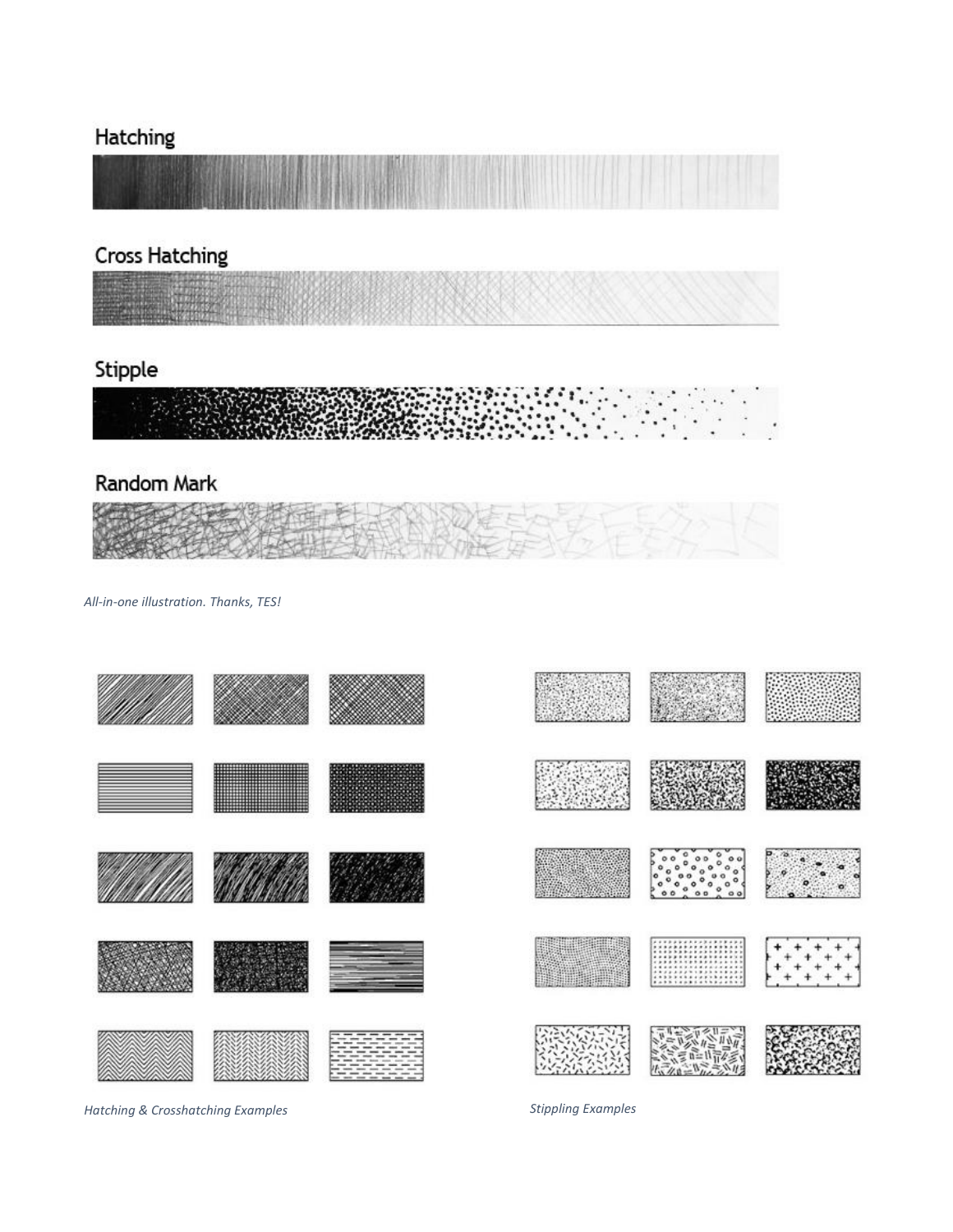Hatching

Cross Hatching

Stipple

Random Mark

*All-in-one illustration. Thanks, TES!*

*Hatching & Crosshatching Examples*

*Stippling Examples*